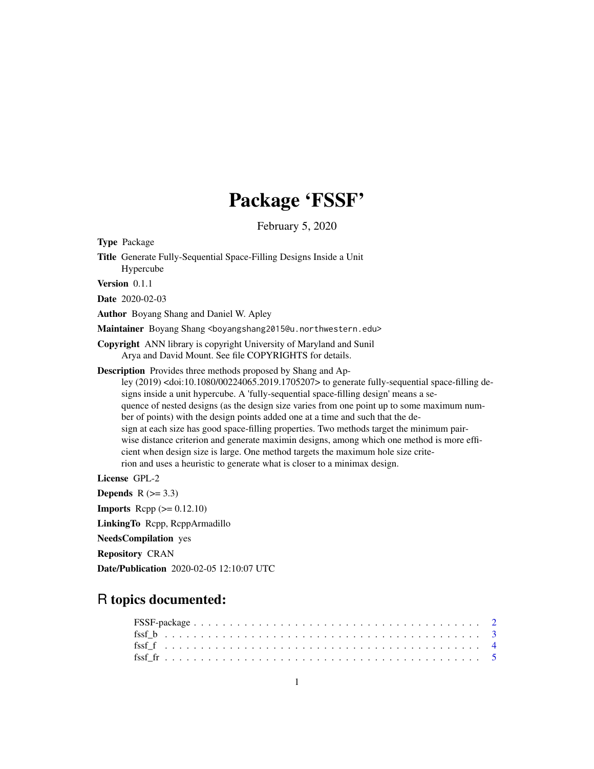# Package 'FSSF'

February 5, 2020

**Type** Package

**Title** Generate Fully-Sequential Space-Filling Designs Inside a Unit Hypercube

**Version** 0.1.1

**Date** 2020-02-03

**Author** Boyang Shang and Daniel W. Apley

**Maintainer** Boyang Shang <boyangshang2015@u.northwestern.edu>

**Copyright** ANN library is copyright University of Maryland and Sunil Arya and David Mount. See file COPYRIGHTS for details.

**Description** Provides three methods proposed by Shang and Apley (2019) <doi:10.1080/00224065.2019.1705207> to generate fully-sequential space-filling designs inside a unit hypercube. A 'fully-sequential space-filling design' means a sequence of nested designs (as the design size varies from one point up to some maximum number of points) with the design points added one at a time and such that the design at each size has good space-filling properties. Two methods target the minimum pairwise distance criterion and generate maximin designs, among which one method is more efficient when design size is large. One method targets the maximum hole size criterion and uses a heuristic to generate what is closer to a minimax design.

**License** GPL-2

**Depends** R (>= 3.3)

**Imports** Rcpp (>= 0.12.10)

**LinkingTo** Rcpp, RcppArmadillo

**NeedsCompilation** yes

**Repository** CRAN

**Date/Publication** 2020-02-05 12:10:07 UTC

## R topics documented:

FSSF-package . . . . . . . . . . . . . . . . . . . . . . . . . . . . . . . . . . . . . . . . 2
fssf_b . . . . . . . . . . . . . . . . . . . . . . . . . . . . . . . . . . . . . . . . . . . . 3
fssf_f . . . . . . . . . . . . . . . . . . . . . . . . . . . . . . . . . . . . . . . . . . . . 4
fssf_fr . . . . . . . . . . . . . . . . . . . . . . . . . . . . . . . . . . . . . . . . . . . 5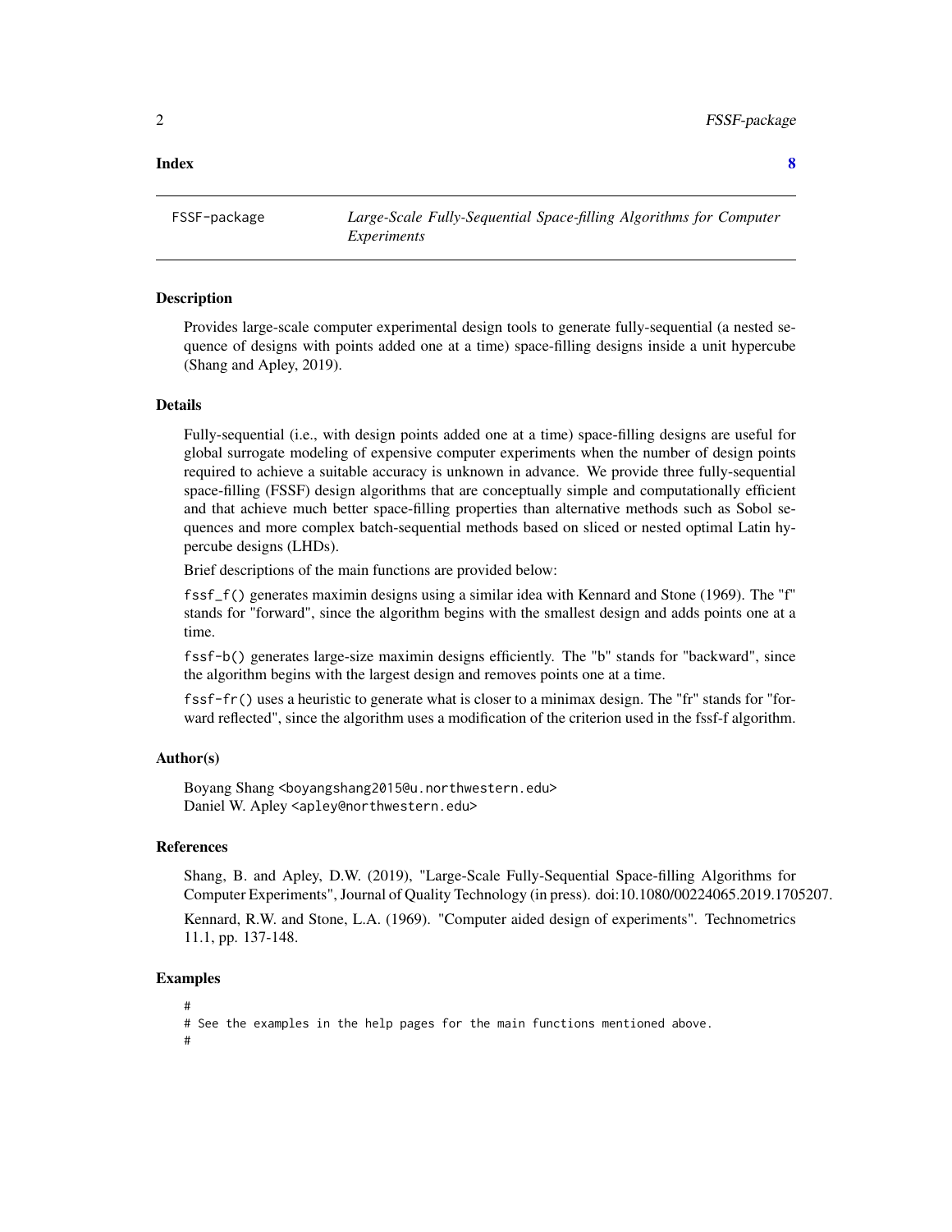**Index** **8**

FSSF-package *Large-Scale Fully-Sequential Space-filling Algorithms for Computer Experiments*

### Description

Provides large-scale computer experimental design tools to generate fully-sequential (a nested sequence of designs with points added one at a time) space-filling designs inside a unit hypercube (Shang and Apley, 2019).

### Details

Fully-sequential (i.e., with design points added one at a time) space-filling designs are useful for global surrogate modeling of expensive computer experiments when the number of design points required to achieve a suitable accuracy is unknown in advance. We provide three fully-sequential space-filling (FSSF) design algorithms that are conceptually simple and computationally efficient and that achieve much better space-filling properties than alternative methods such as Sobol sequences and more complex batch-sequential methods based on sliced or nested optimal Latin hypercube designs (LHDs).

Brief descriptions of the main functions are provided below:

`fssf_f()` generates maximin designs using a similar idea with Kennard and Stone (1969). The "f" stands for "forward", since the algorithm begins with the smallest design and adds points one at a time.

`fssf-b()` generates large-size maximin designs efficiently. The "b" stands for "backward", since the algorithm begins with the largest design and removes points one at a time.

`fssf-fr()` uses a heuristic to generate what is closer to a minimax design. The "fr" stands for "forward reflected", since the algorithm uses a modification of the criterion used in the fssf-f algorithm.

### Author(s)

Boyang Shang `<boyangshang2015@u.northwestern.edu>`
Daniel W. Apley `<apley@northwestern.edu>`

### References

Shang, B. and Apley, D.W. (2019), "Large-Scale Fully-Sequential Space-filling Algorithms for Computer Experiments", Journal of Quality Technology (in press). doi:10.1080/00224065.2019.1705207.

Kennard, R.W. and Stone, L.A. (1969). "Computer aided design of experiments". Technometrics 11.1, pp. 137-148.

### Examples

```
#
# See the examples in the help pages for the main functions mentioned above.
#
```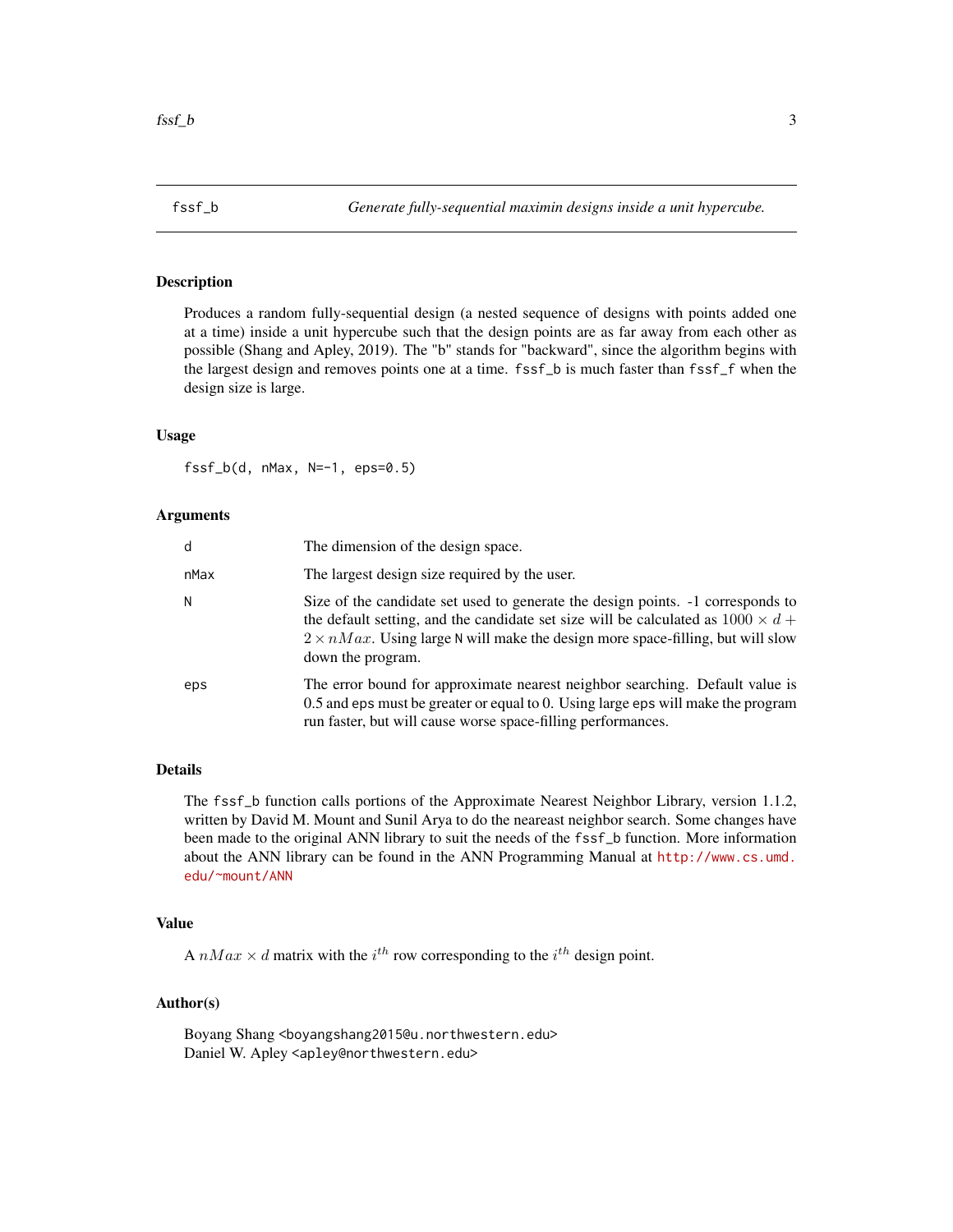## fssf_b — *Generate fully-sequential maximin designs inside a unit hypercube.*

### Description

Produces a random fully-sequential design (a nested sequence of designs with points added one at a time) inside a unit hypercube such that the design points are as far away from each other as possible (Shang and Apley, 2019). The "b" stands for "backward", since the algorithm begins with the largest design and removes points one at a time. `fssf_b` is much faster than `fssf_f` when the design size is large.

### Usage

```
fssf_b(d, nMax, N=-1, eps=0.5)
```

### Arguments

| | |
|---|---|
| `d` | The dimension of the design space. |
| `nMax` | The largest design size required by the user. |
| `N` | Size of the candidate set used to generate the design points. -1 corresponds to the default setting, and the candidate set size will be calculated as $1000 \times d + 2 \times nMax$. Using large `N` will make the design more space-filling, but will slow down the program. |
| `eps` | The error bound for approximate nearest neighbor searching. Default value is 0.5 and `eps` must be greater or equal to 0. Using large `eps` will make the program run faster, but will cause worse space-filling performances. |

### Details

The `fssf_b` function calls portions of the Approximate Nearest Neighbor Library, version 1.1.2, written by David M. Mount and Sunil Arya to do the neareast neighbor search. Some changes have been made to the original ANN library to suit the needs of the `fssf_b` function. More information about the ANN library can be found in the ANN Programming Manual at http://www.cs.umd.edu/~mount/ANN

### Value

A $nMax \times d$ matrix with the $i^{th}$ row corresponding to the $i^{th}$ design point.

### Author(s)

Boyang Shang <boyangshang2015@u.northwestern.edu>
Daniel W. Apley <apley@northwestern.edu>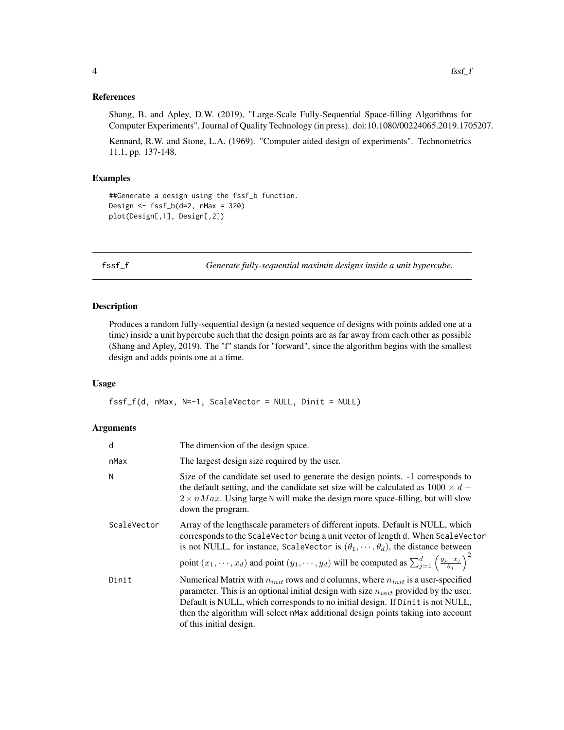### References

Shang, B. and Apley, D.W. (2019), "Large-Scale Fully-Sequential Space-filling Algorithms for Computer Experiments", Journal of Quality Technology (in press). doi:10.1080/00224065.2019.1705207.

Kennard, R.W. and Stone, L.A. (1969). "Computer aided design of experiments". Technometrics 11.1, pp. 137-148.

### Examples

```
##Generate a design using the fssf_b function.
Design <- fssf_b(d=2, nMax = 320)
plot(Design[,1], Design[,2])
```

## fssf_f — *Generate fully-sequential maximin designs inside a unit hypercube.*

### Description

Produces a random fully-sequential design (a nested sequence of designs with points added one at a time) inside a unit hypercube such that the design points are as far away from each other as possible (Shang and Apley, 2019). The "f" stands for "forward", since the algorithm begins with the smallest design and adds points one at a time.

### Usage

```
fssf_f(d, nMax, N=-1, ScaleVector = NULL, Dinit = NULL)
```

### Arguments

| | |
|---|---|
| d | The dimension of the design space. |
| nMax | The largest design size required by the user. |
| N | Size of the candidate set used to generate the design points. -1 corresponds to the default setting, and the candidate set size will be calculated as $1000 \times d + 2 \times nMax$. Using large N will make the design more space-filling, but will slow down the program. |
| ScaleVector | Array of the lengthscale parameters of different inputs. Default is NULL, which corresponds to the ScaleVector being a unit vector of length d. When ScaleVector is not NULL, for instance, ScaleVector is $(\theta_1, \cdots, \theta_d)$, the distance between point $(x_1, \cdots, x_d)$ and point $(y_1, \cdots, y_d)$ will be computed as $\sum_{j=1}^{d} \left( \frac{y_j - x_j}{\theta_j} \right)^2$ |
| Dinit | Numerical Matrix with $n_{init}$ rows and d columns, where $n_{init}$ is a user-specified parameter. This is an optional initial design with size $n_{init}$ provided by the user. Default is NULL, which corresponds to no initial design. If Dinit is not NULL, then the algorithm will select nMax additional design points taking into account of this initial design. |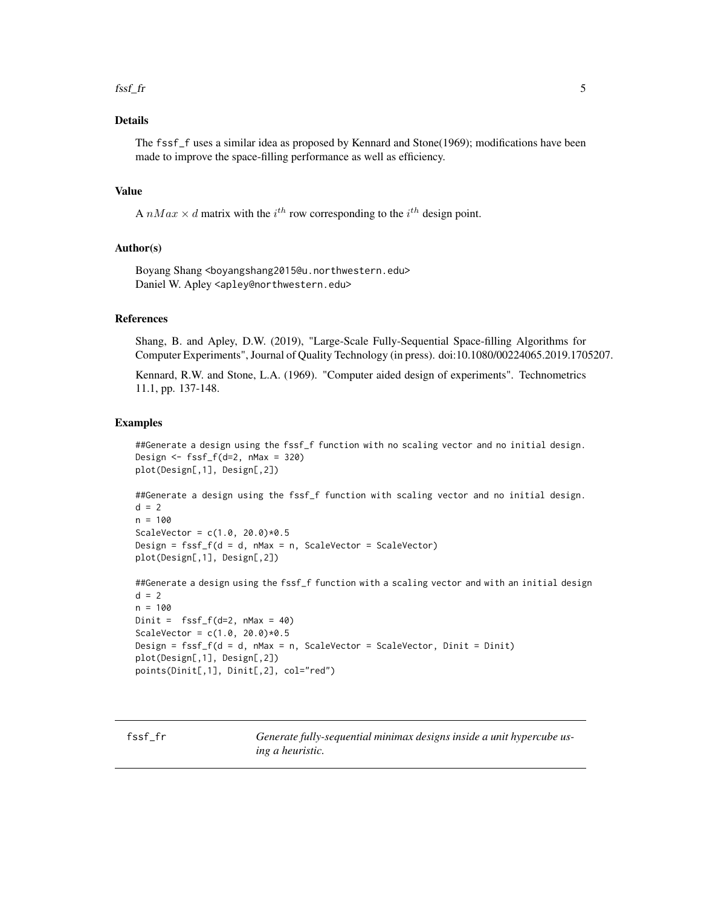## Details

The `fssf_f` uses a similar idea as proposed by Kennard and Stone(1969); modifications have been made to improve the space-filling performance as well as efficiency.

## Value

A $nMax \times d$ matrix with the $i^{th}$ row corresponding to the $i^{th}$ design point.

## Author(s)

Boyang Shang <boyangshang2015@u.northwestern.edu>
Daniel W. Apley <apley@northwestern.edu>

## References

Shang, B. and Apley, D.W. (2019), "Large-Scale Fully-Sequential Space-filling Algorithms for Computer Experiments", Journal of Quality Technology (in press). doi:10.1080/00224065.2019.1705207.

Kennard, R.W. and Stone, L.A. (1969). "Computer aided design of experiments". Technometrics 11.1, pp. 137-148.

## Examples

```
##Generate a design using the fssf_f function with no scaling vector and no initial design.
Design <- fssf_f(d=2, nMax = 320)
plot(Design[,1], Design[,2])

##Generate a design using the fssf_f function with scaling vector and no initial design.
d = 2
n = 100
ScaleVector = c(1.0, 20.0)*0.5
Design = fssf_f(d = d, nMax = n, ScaleVector = ScaleVector)
plot(Design[,1], Design[,2])

##Generate a design using the fssf_f function with a scaling vector and with an initial design
d = 2
n = 100
Dinit =  fssf_f(d=2, nMax = 40)
ScaleVector = c(1.0, 20.0)*0.5
Design = fssf_f(d = d, nMax = n, ScaleVector = ScaleVector, Dinit = Dinit)
plot(Design[,1], Design[,2])
points(Dinit[,1], Dinit[,2], col="red")
```

---

`fssf_fr` *Generate fully-sequential minimax designs inside a unit hypercube using a heuristic.*

---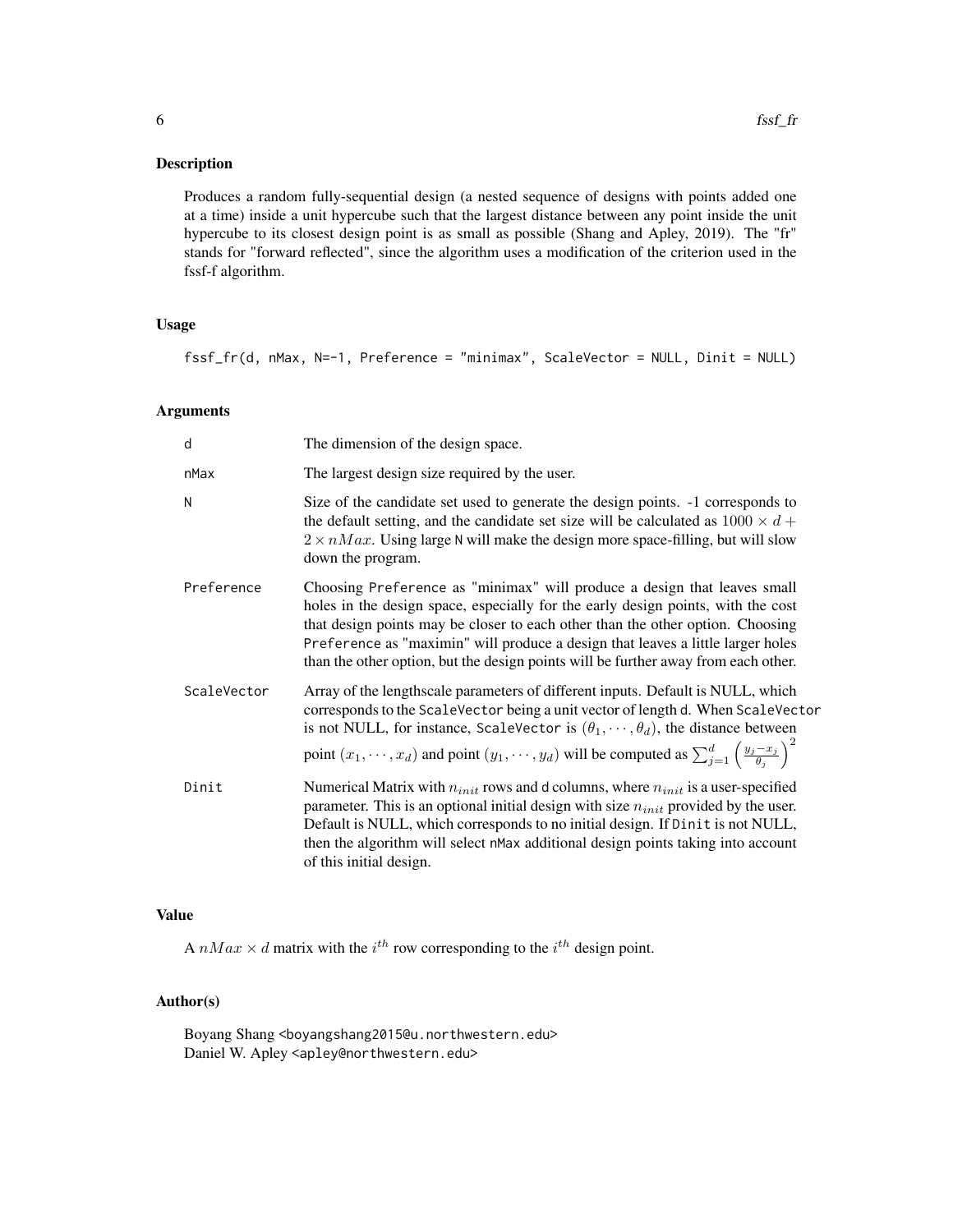## Description

Produces a random fully-sequential design (a nested sequence of designs with points added one at a time) inside a unit hypercube such that the largest distance between any point inside the unit hypercube to its closest design point is as small as possible (Shang and Apley, 2019). The "fr" stands for "forward reflected", since the algorithm uses a modification of the criterion used in the fssf-f algorithm.

## Usage

```
fssf_fr(d, nMax, N=-1, Preference = "minimax", ScaleVector = NULL, Dinit = NULL)
```

## Arguments

| | |
|---|---|
| d | The dimension of the design space. |
| nMax | The largest design size required by the user. |
| N | Size of the candidate set used to generate the design points. -1 corresponds to the default setting, and the candidate set size will be calculated as $1000 \times d + 2 \times nMax$. Using large N will make the design more space-filling, but will slow down the program. |
| Preference | Choosing Preference as "minimax" will produce a design that leaves small holes in the design space, especially for the early design points, with the cost that design points may be closer to each other than the other option. Choosing Preference as "maximin" will produce a design that leaves a little larger holes than the other option, but the design points will be further away from each other. |
| ScaleVector | Array of the lengthscale parameters of different inputs. Default is NULL, which corresponds to the ScaleVector being a unit vector of length d. When ScaleVector is not NULL, for instance, ScaleVector is $(\theta_1, \cdots, \theta_d)$, the distance between point $(x_1, \cdots, x_d)$ and point $(y_1, \cdots, y_d)$ will be computed as $\sum_{j=1}^{d} \left( \frac{y_j - x_j}{\theta_j} \right)^2$ |
| Dinit | Numerical Matrix with $n_{init}$ rows and d columns, where $n_{init}$ is a user-specified parameter. This is an optional initial design with size $n_{init}$ provided by the user. Default is NULL, which corresponds to no initial design. If Dinit is not NULL, then the algorithm will select nMax additional design points taking into account of this initial design. |

## Value

A $nMax \times d$ matrix with the $i^{th}$ row corresponding to the $i^{th}$ design point.

## Author(s)

Boyang Shang <boyangshang2015@u.northwestern.edu>
Daniel W. Apley <apley@northwestern.edu>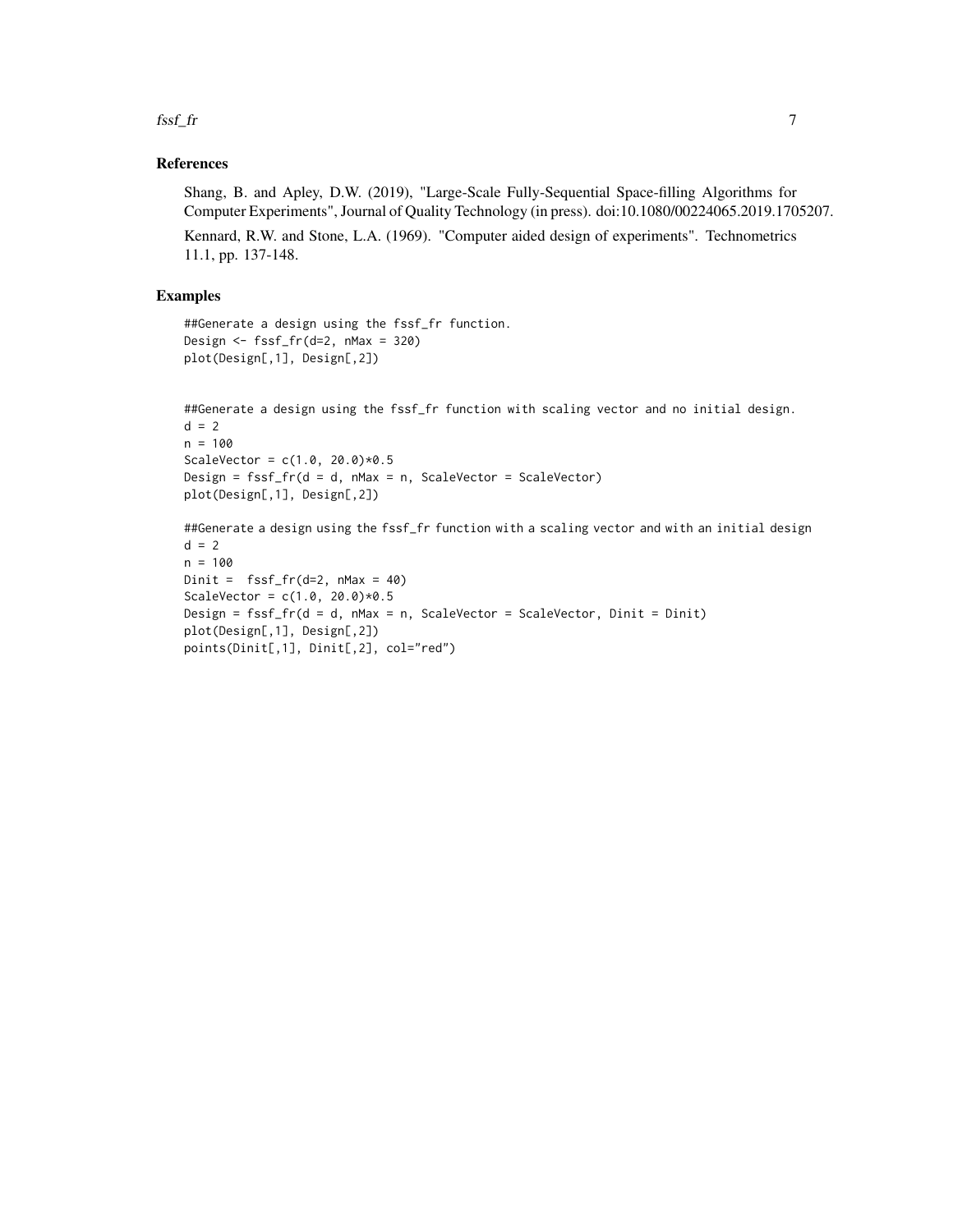## References

Shang, B. and Apley, D.W. (2019), "Large-Scale Fully-Sequential Space-filling Algorithms for Computer Experiments", Journal of Quality Technology (in press). doi:10.1080/00224065.2019.1705207.

Kennard, R.W. and Stone, L.A. (1969). "Computer aided design of experiments". Technometrics 11.1, pp. 137-148.

## Examples

```
##Generate a design using the fssf_fr function.
Design <- fssf_fr(d=2, nMax = 320)
plot(Design[,1], Design[,2])


##Generate a design using the fssf_fr function with scaling vector and no initial design.
d = 2
n = 100
ScaleVector = c(1.0, 20.0)*0.5
Design = fssf_fr(d = d, nMax = n, ScaleVector = ScaleVector)
plot(Design[,1], Design[,2])

##Generate a design using the fssf_fr function with a scaling vector and with an initial design
d = 2
n = 100
Dinit =  fssf_fr(d=2, nMax = 40)
ScaleVector = c(1.0, 20.0)*0.5
Design = fssf_fr(d = d, nMax = n, ScaleVector = ScaleVector, Dinit = Dinit)
plot(Design[,1], Design[,2])
points(Dinit[,1], Dinit[,2], col="red")
```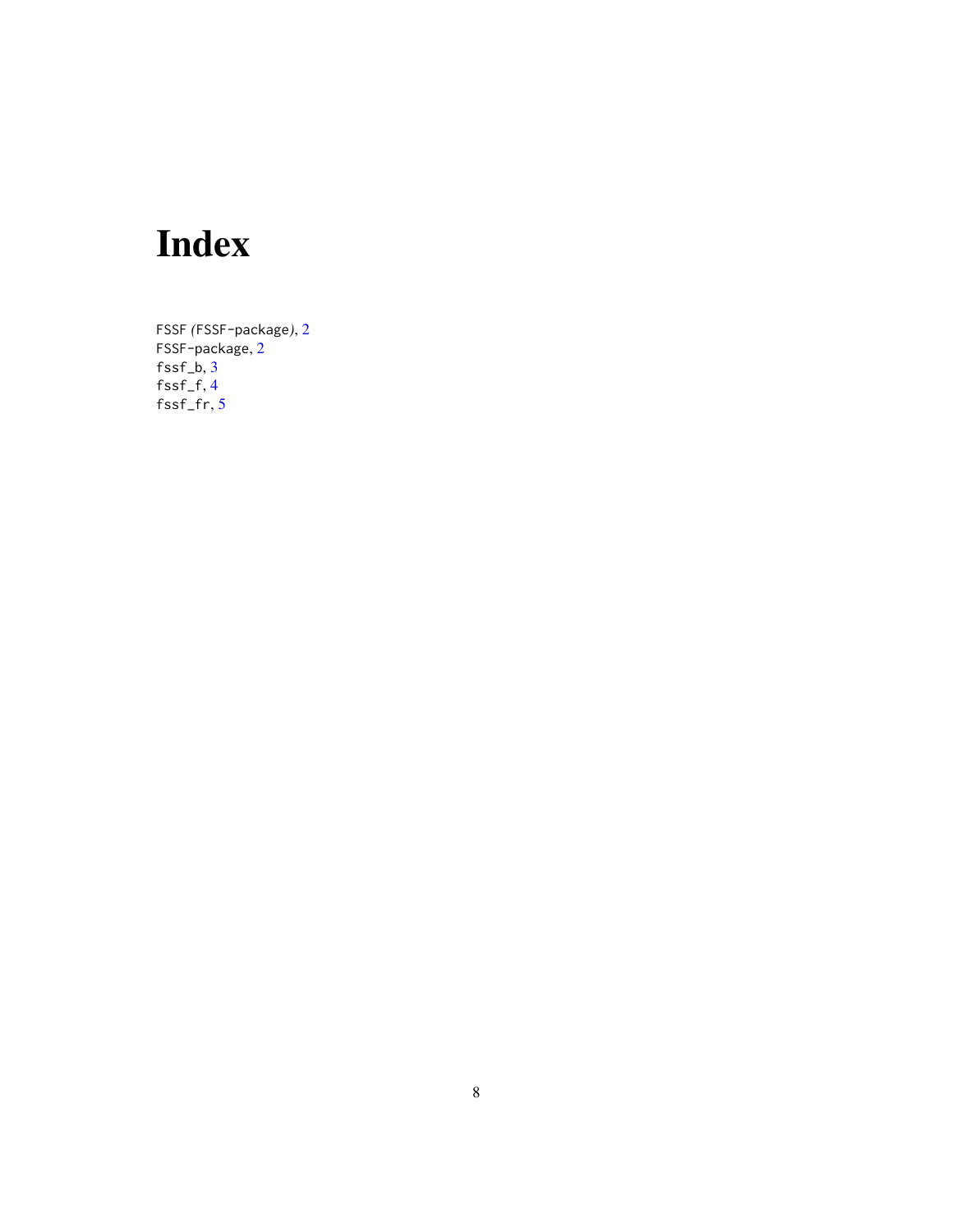# Index

FSSF (FSSF-package), 2
FSSF-package, 2
fssf_b, 3
fssf_f, 4
fssf_fr, 5